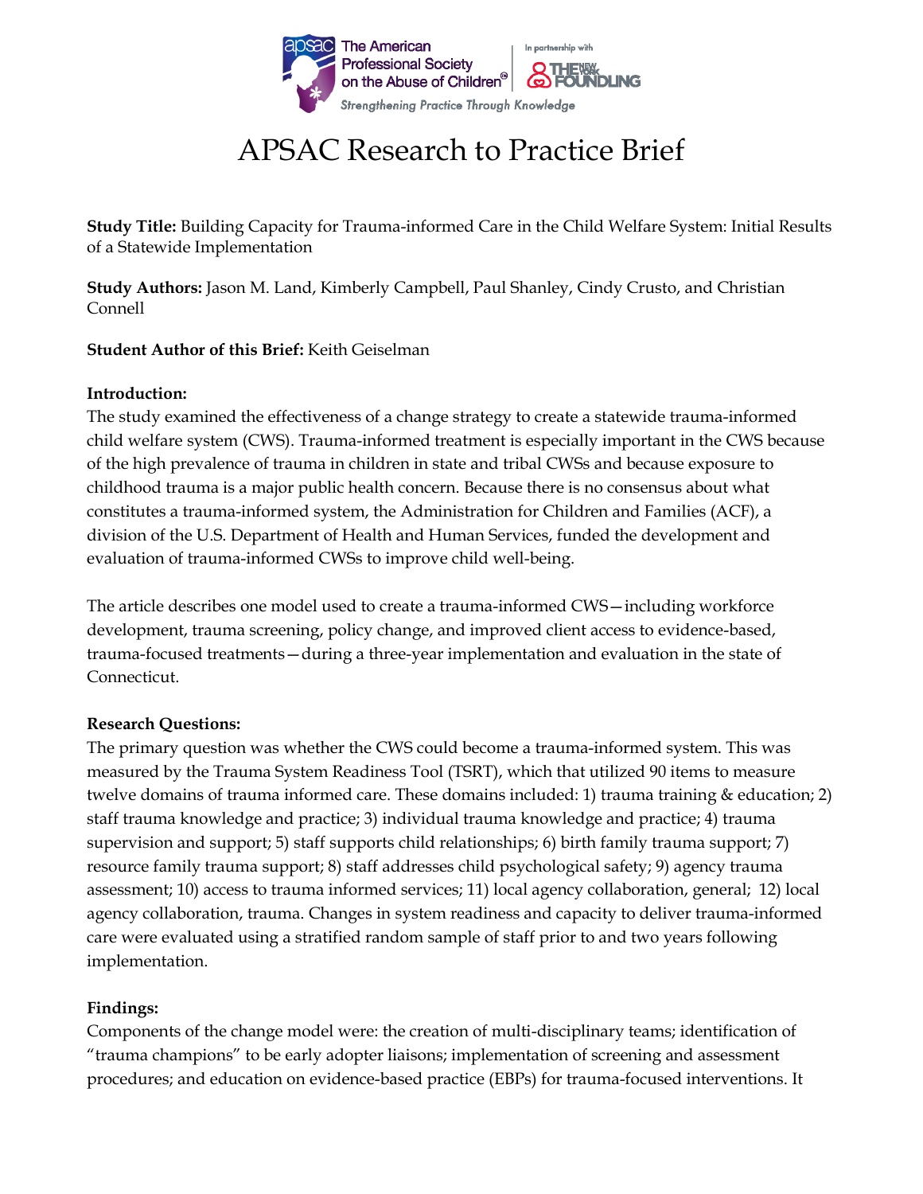# APSAC Research to Practice Brief

**Study Title:** Building Capacity for Trauma-informed Care in the Child Welfare System: Initial Results of a Statewide Implementation

**Study Authors:** Jason M. Land, Kimberly Campbell, Paul Shanley, Cindy Crusto, and Christian Connell

**Student Author of this Brief:** Keith Geiselman

**Introduction:**

The study examined the effectiveness of a change strategy to create a statewide trauma-informed child welfare system (CWS). Trauma-informed treatment is especially important in the CWS because of the high prevalence of trauma in children in state and tribal CWSs and because exposure to childhood trauma is a major public health concern. Because there is no consensus about what constitutes a trauma-informed system, the Administration for Children and Families (ACF), a division of the U.S. Department of Health and Human Services, funded the development and evaluation of trauma-informed CWSs to improve child well-being.

The article describes one model used to create a trauma-informed CWS—including workforce development, trauma screening, policy change, and improved client access to evidence-based, trauma-focused treatments—during a three-year implementation and evaluation in the state of Connecticut.

**Research Questions:**

The primary question was whether the CWS could become a trauma-informed system. This was measured by the Trauma System Readiness Tool (TSRT), which that utilized 90 items to measure twelve domains of trauma informed care. These domains included: 1) trauma training & education; 2) staff trauma knowledge and practice; 3) individual trauma knowledge and practice; 4) trauma supervision and support; 5) staff supports child relationships; 6) birth family trauma support; 7) resource family trauma support; 8) staff addresses child psychological safety; 9) agency trauma assessment; 10) access to trauma informed services; 11) local agency collaboration, general; 12) local agency collaboration, trauma. Changes in system readiness and capacity to deliver trauma-informed care were evaluated using a stratified random sample of staff prior to and two years following implementation.

**Findings:**

Components of the change model were: the creation of multi-disciplinary teams; identification of "trauma champions" to be early adopter liaisons; implementation of screening and assessment procedures; and education on evidence-based practice (EBPs) for trauma-focused interventions. It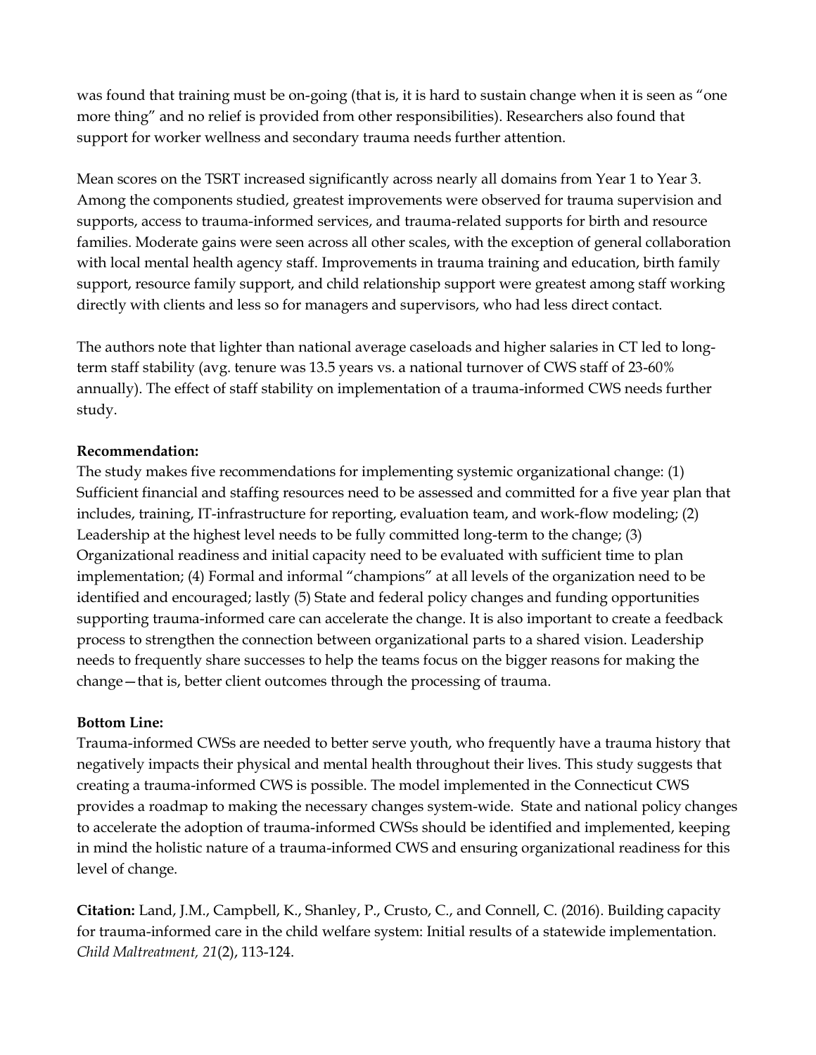was found that training must be on-going (that is, it is hard to sustain change when it is seen as "one more thing" and no relief is provided from other responsibilities). Researchers also found that support for worker wellness and secondary trauma needs further attention.

Mean scores on the TSRT increased significantly across nearly all domains from Year 1 to Year 3. Among the components studied, greatest improvements were observed for trauma supervision and supports, access to trauma-informed services, and trauma-related supports for birth and resource families. Moderate gains were seen across all other scales, with the exception of general collaboration with local mental health agency staff. Improvements in trauma training and education, birth family support, resource family support, and child relationship support were greatest among staff working directly with clients and less so for managers and supervisors, who had less direct contact.

The authors note that lighter than national average caseloads and higher salaries in CT led to long-term staff stability (avg. tenure was 13.5 years vs. a national turnover of CWS staff of 23-60% annually). The effect of staff stability on implementation of a trauma-informed CWS needs further study.

**Recommendation:**
The study makes five recommendations for implementing systemic organizational change: (1) Sufficient financial and staffing resources need to be assessed and committed for a five year plan that includes, training, IT-infrastructure for reporting, evaluation team, and work-flow modeling; (2) Leadership at the highest level needs to be fully committed long-term to the change; (3) Organizational readiness and initial capacity need to be evaluated with sufficient time to plan implementation; (4) Formal and informal "champions" at all levels of the organization need to be identified and encouraged; lastly (5) State and federal policy changes and funding opportunities supporting trauma-informed care can accelerate the change. It is also important to create a feedback process to strengthen the connection between organizational parts to a shared vision. Leadership needs to frequently share successes to help the teams focus on the bigger reasons for making the change—that is, better client outcomes through the processing of trauma.

**Bottom Line:**
Trauma-informed CWSs are needed to better serve youth, who frequently have a trauma history that negatively impacts their physical and mental health throughout their lives. This study suggests that creating a trauma-informed CWS is possible. The model implemented in the Connecticut CWS provides a roadmap to making the necessary changes system-wide. State and national policy changes to accelerate the adoption of trauma-informed CWSs should be identified and implemented, keeping in mind the holistic nature of a trauma-informed CWS and ensuring organizational readiness for this level of change.

**Citation:** Land, J.M., Campbell, K., Shanley, P., Crusto, C., and Connell, C. (2016). Building capacity for trauma-informed care in the child welfare system: Initial results of a statewide implementation. *Child Maltreatment, 21*(2), 113-124.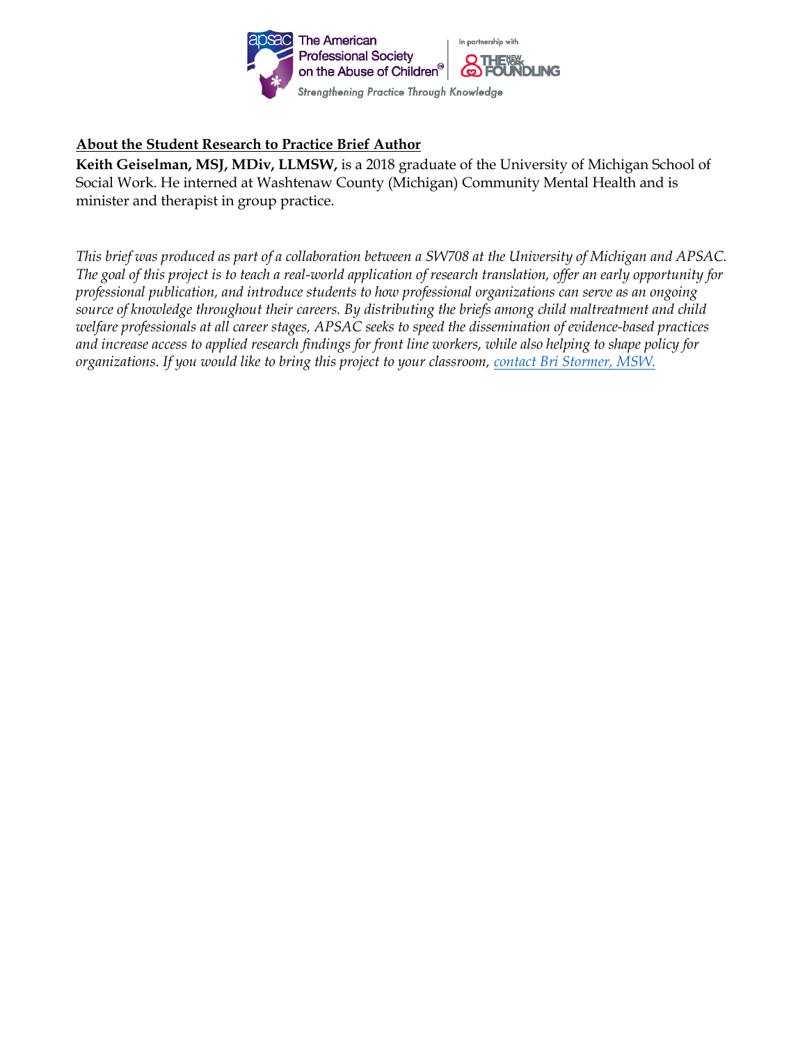**About the Student Research to Practice Brief Author**

**Keith Geiselman, MSJ, MDiv, LLMSW,** is a 2018 graduate of the University of Michigan School of Social Work. He interned at Washtenaw County (Michigan) Community Mental Health and is minister and therapist in group practice.

*This brief was produced as part of a collaboration between a SW708 at the University of Michigan and APSAC. The goal of this project is to teach a real-world application of research translation, offer an early opportunity for professional publication, and introduce students to how professional organizations can serve as an ongoing source of knowledge throughout their careers. By distributing the briefs among child maltreatment and child welfare professionals at all career stages, APSAC seeks to speed the dissemination of evidence-based practices and increase access to applied research findings for front line workers, while also helping to shape policy for organizations. If you would like to bring this project to your classroom, contact Bri Stormer, MSW.*